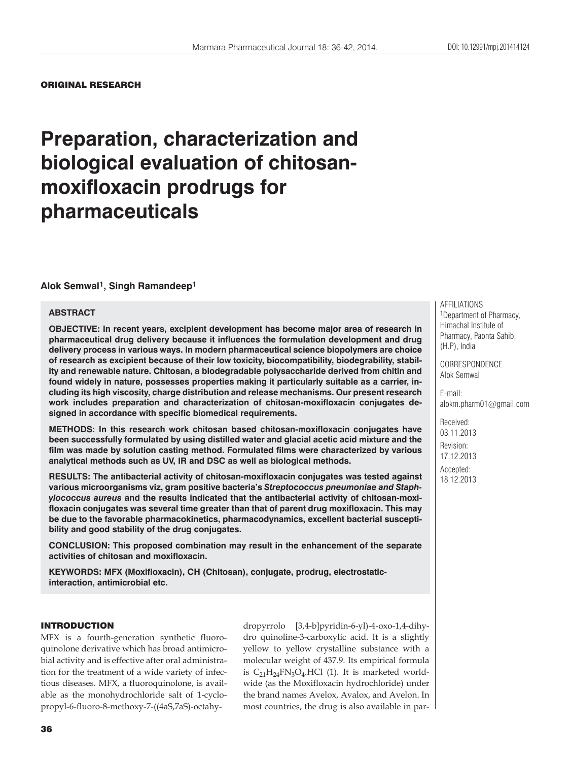ORIGINAL RESEARCH

# Preparation, characterization and biological evaluation of chitosan-moxifloxacin prodrugs for pharmaceuticals

**Alok Semwal[1], Singh Ramandeep[1]**

AFFILIATIONS
[1]Department of Pharmacy, Himachal Institute of Pharmacy, Paonta Sahib, (H.P), India

CORRESPONDENCE
Alok Semwal

E-mail:
alokm.pharm01@gmail.com

Received:
03.11.2013

Revision:
17.12.2013

Accepted:
18.12.2013

## ABSTRACT

**OBJECTIVE: In recent years, excipient development has become major area of research in pharmaceutical drug delivery because it influences the formulation development and drug delivery process in various ways. In modern pharmaceutical science biopolymers are choice of research as excipient because of their low toxicity, biocompatibility, biodegrability, stability and renewable nature. Chitosan, a biodegradable polysaccharide derived from chitin and found widely in nature, possesses properties making it particularly suitable as a carrier, including its high viscosity, charge distribution and release mechanisms. Our present research work includes preparation and characterization of chitosan-moxifloxacin conjugates designed in accordance with specific biomedical requirements.**

**METHODS: In this research work chitosan based chitosan-moxifloxacin conjugates have been successfully formulated by using distilled water and glacial acetic acid mixture and the film was made by solution casting method. Formulated films were characterized by various analytical methods such as UV, IR and DSC as well as biological methods.**

**RESULTS: The antibacterial activity of chitosan-moxifloxacin conjugates was tested against various microorganisms viz, gram positive bacteria's *Streptococcus pneumoniae and Staphylococcus aureus* and the results indicated that the antibacterial activity of chitosan-moxifloxacin conjugates was several time greater than that of parent drug moxifloxacin. This may be due to the favorable pharmacokinetics, pharmacodynamics, excellent bacterial susceptibility and good stability of the drug conjugates.**

**CONCLUSION: This proposed combination may result in the enhancement of the separate activities of chitosan and moxifloxacin.**

**KEYWORDS: MFX (Moxifloxacin), CH (Chitosan), conjugate, prodrug, electrostatic-interaction, antimicrobial etc.**

## INTRODUCTION

MFX is a fourth-generation synthetic fluoroquinolone derivative which has broad antimicrobial activity and is effective after oral administration for the treatment of a wide variety of infectious diseases. MFX, a fluoroquinolone, is available as the monohydrochloride salt of 1-cyclopropyl-6-fluoro-8-methoxy-7-((4aS,7aS)-octahydropyrrolo [3,4-b]pyridin-6-yl)-4-oxo-1,4-dihydro quinoline-3-carboxylic acid. It is a slightly yellow to yellow crystalline substance with a molecular weight of 437.9. Its empirical formula is $C_{21}H_{24}FN_3O_4.HCl$ (1). It is marketed worldwide (as the Moxifloxacin hydrochloride) under the brand names Avelox, Avalox, and Avelon. In most countries, the drug is also available in par-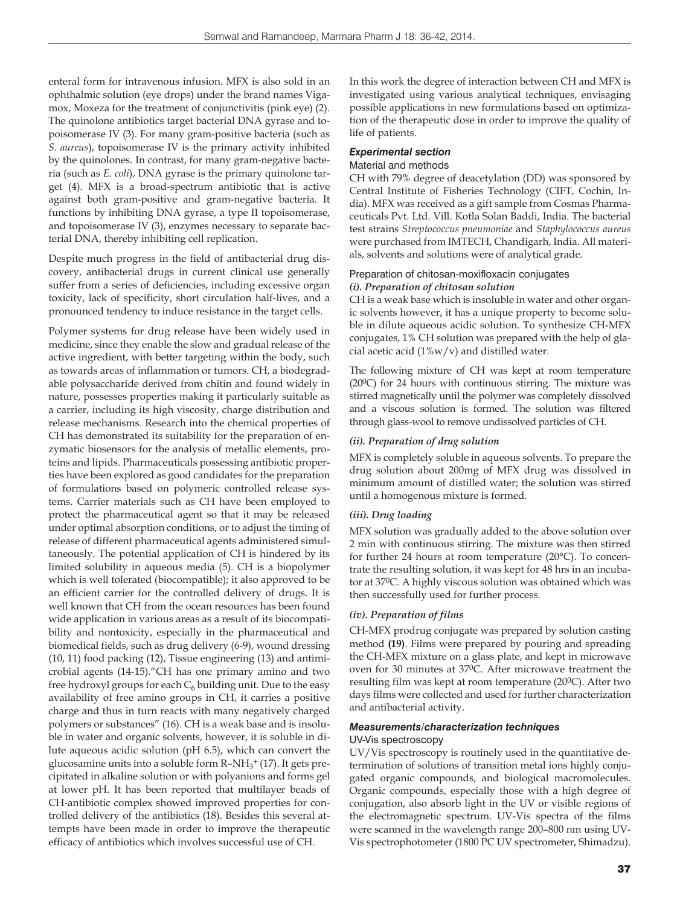enteral form for intravenous infusion. MFX is also sold in an ophthalmic solution (eye drops) under the brand names Vigamox, Moxeza for the treatment of conjunctivitis (pink eye) (2). The quinolone antibiotics target bacterial DNA gyrase and topoisomerase IV (3). For many gram-positive bacteria (such as *S. aureus*), topoisomerase IV is the primary activity inhibited by the quinolones. In contrast, for many gram-negative bacteria (such as *E. coli*), DNA gyrase is the primary quinolone target (4). MFX is a broad-spectrum antibiotic that is active against both gram-positive and gram-negative bacteria. It functions by inhibiting DNA gyrase, a type II topoisomerase, and topoisomerase IV (3), enzymes necessary to separate bacterial DNA, thereby inhibiting cell replication.

Despite much progress in the field of antibacterial drug discovery, antibacterial drugs in current clinical use generally suffer from a series of deficiencies, including excessive organ toxicity, lack of specificity, short circulation half-lives, and a pronounced tendency to induce resistance in the target cells.

Polymer systems for drug release have been widely used in medicine, since they enable the slow and gradual release of the active ingredient, with better targeting within the body, such as towards areas of inflammation or tumors. CH, a biodegradable polysaccharide derived from chitin and found widely in nature, possesses properties making it particularly suitable as a carrier, including its high viscosity, charge distribution and release mechanisms. Research into the chemical properties of CH has demonstrated its suitability for the preparation of enzymatic biosensors for the analysis of metallic elements, proteins and lipids. Pharmaceuticals possessing antibiotic properties have been explored as good candidates for the preparation of formulations based on polymeric controlled release systems. Carrier materials such as CH have been employed to protect the pharmaceutical agent so that it may be released under optimal absorption conditions, or to adjust the timing of release of different pharmaceutical agents administered simultaneously. The potential application of CH is hindered by its limited solubility in aqueous media (5). CH is a biopolymer which is well tolerated (biocompatible); it also approved to be an efficient carrier for the controlled delivery of drugs. It is well known that CH from the ocean resources has been found wide application in various areas as a result of its biocompatibility and nontoxicity, especially in the pharmaceutical and biomedical fields, such as drug delivery (6-9), wound dressing (10, 11) food packing (12), Tissue engineering (13) and antimicrobial agents (14-15)."CH has one primary amino and two free hydroxyl groups for each $C_6$ building unit. Due to the easy availability of free amino groups in CH, it carries a positive charge and thus in turn reacts with many negatively charged polymers or substances" (16). CH is a weak base and is insoluble in water and organic solvents, however, it is soluble in dilute aqueous acidic solution (pH 6.5), which can convert the glucosamine units into a soluble form $R–NH_3^+$ (17). It gets precipitated in alkaline solution or with polyanions and forms gel at lower pH. It has been reported that multilayer beads of CH-antibiotic complex showed improved properties for controlled delivery of the antibiotics (18). Besides this several attempts have been made in order to improve the therapeutic efficacy of antibiotics which involves successful use of CH.

In this work the degree of interaction between CH and MFX is investigated using various analytical techniques, envisaging possible applications in new formulations based on optimization of the therapeutic dose in order to improve the quality of life of patients.

## Experimental section

### Material and methods

CH with 79% degree of deacetylation (DD) was sponsored by Central Institute of Fisheries Technology (CIFT, Cochin, India). MFX was received as a gift sample from Cosmas Pharmaceuticals Pvt. Ltd. Vill. Kotla Solan Baddi, India. The bacterial test strains *Streptococcus pneumoniae* and *Staphylococcus aureus* were purchased from IMTECH, Chandigarh, India. All materials, solvents and solutions were of analytical grade.

### Preparation of chitosan-moxifloxacin conjugates

#### *(i). Preparation of chitosan solution*

CH is a weak base which is insoluble in water and other organic solvents however, it has a unique property to become soluble in dilute aqueous acidic solution. To synthesize CH-MFX conjugates, 1% CH solution was prepared with the help of glacial acetic acid (1%w/v) and distilled water.

The following mixture of CH was kept at room temperature (20⁰C) for 24 hours with continuous stirring. The mixture was stirred magnetically until the polymer was completely dissolved and a viscous solution is formed. The solution was filtered through glass-wool to remove undissolved particles of CH.

#### *(ii). Preparation of drug solution*

MFX is completely soluble in aqueous solvents. To prepare the drug solution about 200mg of MFX drug was dissolved in minimum amount of distilled water; the solution was stirred until a homogenous mixture is formed.

#### *(iii). Drug loading*

MFX solution was gradually added to the above solution over 2 min with continuous stirring. The mixture was then stirred for further 24 hours at room temperature (20°C). To concentrate the resulting solution, it was kept for 48 hrs in an incubator at 37⁰C. A highly viscous solution was obtained which was then successfully used for further process.

#### *(iv). Preparation of films*

CH-MFX prodrug conjugate was prepared by solution casting method **(19)**. Films were prepared by pouring and spreading the CH-MFX mixture on a glass plate, and kept in microwave oven for 30 minutes at 37⁰C. After microwave treatment the resulting film was kept at room temperature (20⁰C). After two days films were collected and used for further characterization and antibacterial activity.

## Measurements/characterization techniques

### UV-Vis spectroscopy

UV/Vis spectroscopy is routinely used in the quantitative determination of solutions of transition metal ions highly conjugated organic compounds, and biological macromolecules. Organic compounds, especially those with a high degree of conjugation, also absorb light in the UV or visible regions of the electromagnetic spectrum. UV-Vis spectra of the films were scanned in the wavelength range 200–800 nm using UV-Vis spectrophotometer (1800 PC UV spectrometer, Shimadzu).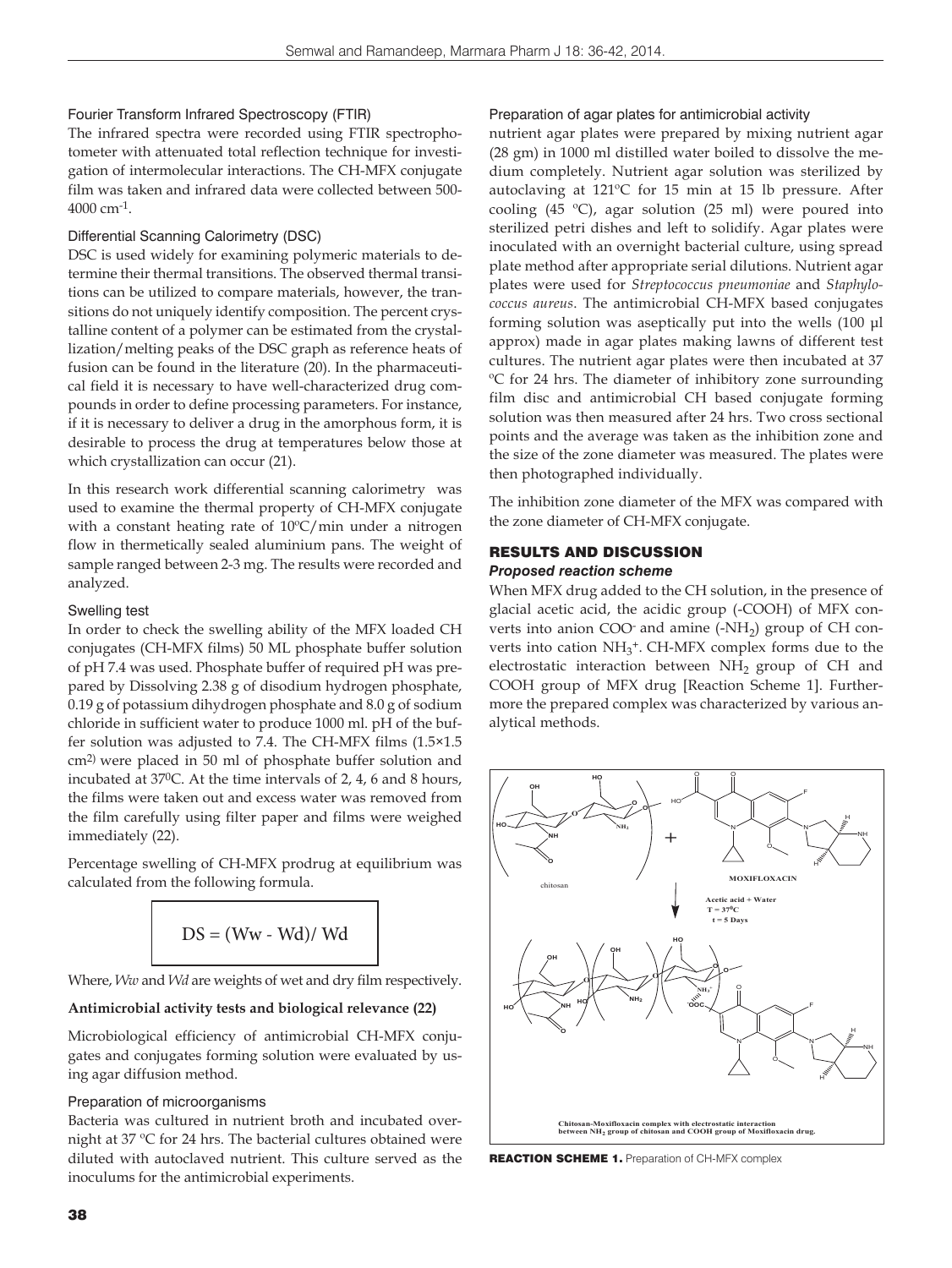### Fourier Transform Infrared Spectroscopy (FTIR)

The infrared spectra were recorded using FTIR spectrophotometer with attenuated total reflection technique for investigation of intermolecular interactions. The CH-MFX conjugate film was taken and infrared data were collected between 500-4000 cm$^{-1}$.

### Differential Scanning Calorimetry (DSC)

DSC is used widely for examining polymeric materials to determine their thermal transitions. The observed thermal transitions can be utilized to compare materials, however, the transitions do not uniquely identify composition. The percent crystalline content of a polymer can be estimated from the crystallization/melting peaks of the DSC graph as reference heats of fusion can be found in the literature (20). In the pharmaceutical field it is necessary to have well-characterized drug compounds in order to define processing parameters. For instance, if it is necessary to deliver a drug in the amorphous form, it is desirable to process the drug at temperatures below those at which crystallization can occur (21).

In this research work differential scanning calorimetry was used to examine the thermal property of CH-MFX conjugate with a constant heating rate of 10ºC/min under a nitrogen flow in thermetically sealed aluminium pans. The weight of sample ranged between 2-3 mg. The results were recorded and analyzed.

### Swelling test

In order to check the swelling ability of the MFX loaded CH conjugates (CH-MFX films) 50 ML phosphate buffer solution of pH 7.4 was used. Phosphate buffer of required pH was prepared by Dissolving 2.38 g of disodium hydrogen phosphate, 0.19 g of potassium dihydrogen phosphate and 8.0 g of sodium chloride in sufficient water to produce 1000 ml. pH of the buffer solution was adjusted to 7.4. The CH-MFX films (1.5×1.5 cm$^{2}$) were placed in 50 ml of phosphate buffer solution and incubated at 37$^{0}$C. At the time intervals of 2, 4, 6 and 8 hours, the films were taken out and excess water was removed from the film carefully using filter paper and films were weighed immediately (22).

Percentage swelling of CH-MFX prodrug at equilibrium was calculated from the following formula.

$$DS = (Ww - Wd)/ Wd$$

Where, *Ww* and *Wd* are weights of wet and dry film respectively.

**Antimicrobial activity tests and biological relevance (22)**

Microbiological efficiency of antimicrobial CH-MFX conjugates and conjugates forming solution were evaluated by using agar diffusion method.

### Preparation of microorganisms

Bacteria was cultured in nutrient broth and incubated overnight at 37 ºC for 24 hrs. The bacterial cultures obtained were diluted with autoclaved nutrient. This culture served as the inoculums for the antimicrobial experiments.

### Preparation of agar plates for antimicrobial activity

nutrient agar plates were prepared by mixing nutrient agar (28 gm) in 1000 ml distilled water boiled to dissolve the medium completely. Nutrient agar solution was sterilized by autoclaving at 121ºC for 15 min at 15 lb pressure. After cooling (45 ºC), agar solution (25 ml) were poured into sterilized petri dishes and left to solidify. Agar plates were inoculated with an overnight bacterial culture, using spread plate method after appropriate serial dilutions. Nutrient agar plates were used for *Streptococcus pneumoniae* and *Staphylococcus aureus*. The antimicrobial CH-MFX based conjugates forming solution was aseptically put into the wells (100 µl approx) made in agar plates making lawns of different test cultures. The nutrient agar plates were then incubated at 37 ºC for 24 hrs. The diameter of inhibitory zone surrounding film disc and antimicrobial CH based conjugate forming solution was then measured after 24 hrs. Two cross sectional points and the average was taken as the inhibition zone and the size of the zone diameter was measured. The plates were then photographed individually.

The inhibition zone diameter of the MFX was compared with the zone diameter of CH-MFX conjugate.

## RESULTS AND DISCUSSION

### *Proposed reaction scheme*

When MFX drug added to the CH solution, in the presence of glacial acetic acid, the acidic group (-COOH) of MFX converts into anion COO$^{-}$ and amine (-$NH_2$) group of CH converts into cation $NH_3^{+}$. CH-MFX complex forms due to the electrostatic interaction between $NH_2$ group of CH and COOH group of MFX drug [Reaction Scheme 1]. Furthermore the prepared complex was characterized by various analytical methods.

chitosan

MOXIFLOXACIN

Acetic acid + Water
T = 37ºC
t = 5 Days

Chitosan-Moxifloxacin complex with electrostatic interaction between $NH_2$ group of chitosan and COOH group of Moxifloxacin drug.

**REACTION SCHEME 1.** Preparation of CH-MFX complex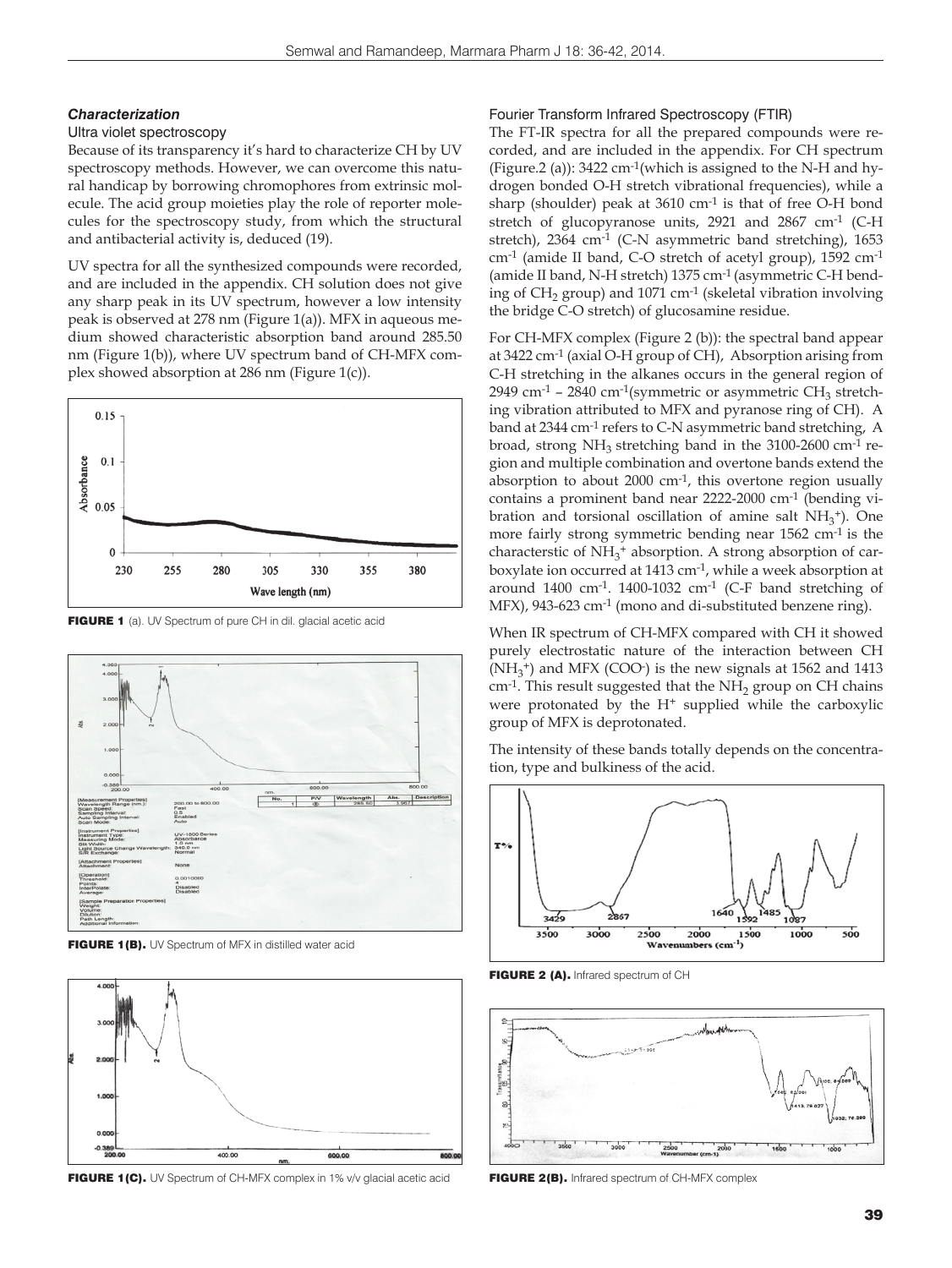### *Characterization*

#### Ultra violet spectroscopy

Because of its transparency it's hard to characterize CH by UV spectroscopy methods. However, we can overcome this natural handicap by borrowing chromophores from extrinsic molecule. The acid group moieties play the role of reporter molecules for the spectroscopy study, from which the structural and antibacterial activity is, deduced (19).

UV spectra for all the synthesized compounds were recorded, and are included in the appendix. CH solution does not give any sharp peak in its UV spectrum, however a low intensity peak is observed at 278 nm (Figure 1(a)). MFX in aqueous medium showed characteristic absorption band around 285.50 nm (Figure 1(b)), where UV spectrum band of CH-MFX complex showed absorption at 286 nm (Figure 1(c)).

Absorbance
0.15
0.1
0.05
0
230 255 280 305 330 355 380
Wave length (nm)

**FIGURE 1** (a). UV Spectrum of pure CH in dil. glacial acetic acid

**FIGURE 1(B).** UV Spectrum of MFX in distilled water acid

**FIGURE 1(C).** UV Spectrum of CH-MFX complex in 1% v/v glacial acetic acid

#### Fourier Transform Infrared Spectroscopy (FTIR)

The FT-IR spectra for all the prepared compounds were recorded, and are included in the appendix. For CH spectrum (Figure.2 (a)): 3422 $cm^{-1}$(which is assigned to the N-H and hydrogen bonded O-H stretch vibrational frequencies), while a sharp (shoulder) peak at 3610 $cm^{-1}$ is that of free O-H bond stretch of glucopyranose units, 2921 and 2867 $cm^{-1}$ (C-H stretch), 2364 $cm^{-1}$ (C-N asymmetric band stretching), 1653 $cm^{-1}$ (amide II band, C-O stretch of acetyl group), 1592 $cm^{-1}$ (amide II band, N-H stretch) 1375 $cm^{-1}$ (asymmetric C-H bending of $CH_2$ group) and 1071 $cm^{-1}$ (skeletal vibration involving the bridge C-O stretch) of glucosamine residue.

For CH-MFX complex (Figure 2 (b)): the spectral band appear at 3422 $cm^{-1}$ (axial O-H group of CH), Absorption arising from C-H stretching in the alkanes occurs in the general region of 2949 $cm^{-1}$ – 2840 $cm^{-1}$(symmetric or asymmetric $CH_3$ stretching vibration attributed to MFX and pyranose ring of CH). A band at 2344 $cm^{-1}$ refers to C-N asymmetric band stretching, A broad, strong $NH_3$ stretching band in the 3100-2600 $cm^{-1}$ region and multiple combination and overtone bands extend the absorption to about 2000 $cm^{-1}$, this overtone region usually contains a prominent band near 2222-2000 $cm^{-1}$ (bending vibration and torsional oscillation of amine salt $NH_3^+$). One more fairly strong symmetric bending near 1562 $cm^{-1}$ is the characterstic of $NH_3^+$ absorption. A strong absorption of carboxylate ion occurred at 1413 $cm^{-1}$, while a week absorption at around 1400 $cm^{-1}$. 1400-1032 $cm^{-1}$ (C-F band stretching of MFX), 943-623 $cm^{-1}$ (mono and di-substituted benzene ring).

When IR spectrum of CH-MFX compared with CH it showed purely electrostatic nature of the interaction between CH ($NH_3^+$) and MFX ($COO^-$) is the new signals at 1562 and 1413 $cm^{-1}$. This result suggested that the $NH_2$ group on CH chains were protonated by the $H^+$ supplied while the carboxylic group of MFX is deprotonated.

The intensity of these bands totally depends on the concentration, type and bulkiness of the acid.

T%
3429 2867 1640 1592 1485 1087
3500 3000 2500 2000 1500 1000 500
Wavenumbers ($cm^{-1}$)

**FIGURE 2 (A).** Infrared spectrum of CH

**FIGURE 2(B).** Infrared spectrum of CH-MFX complex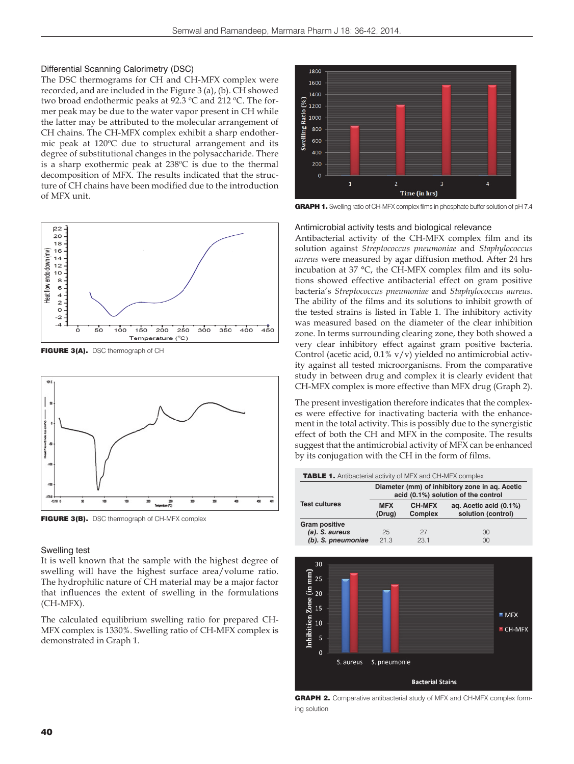### Differential Scanning Calorimetry (DSC)

The DSC thermograms for CH and CH-MFX complex were recorded, and are included in the Figure 3 (a), (b). CH showed two broad endothermic peaks at 92.3 ºC and 212 ºC. The former peak may be due to the water vapor present in CH while the latter may be attributed to the molecular arrangement of CH chains. The CH-MFX complex exhibit a sharp endothermic peak at 120ºC due to structural arrangement and its degree of substitutional changes in the polysaccharide. There is a sharp exothermic peak at 238ºC is due to the thermal decomposition of MFX. The results indicated that the structure of CH chains have been modified due to the introduction of MFX unit.

Heat flow endo down (mv)
22
20
18
16
14
12
10
8
6
4
2
0
-2
-4
0 50 100 150 200 250 300 350 400 450
Temperature (°C)

**FIGURE 3(A).** DSC thermograph of CH

Heat Flow Endo Up (mW)
Temperature (°C)

**FIGURE 3(B).** DSC thermograph of CH-MFX complex

### Swelling test

It is well known that the sample with the highest degree of swelling will have the highest surface area/volume ratio. The hydrophilic nature of CH material may be a major factor that influences the extent of swelling in the formulations (CH-MFX).

The calculated equilibrium swelling ratio for prepared CH-MFX complex is 1330%. Swelling ratio of CH-MFX complex is demonstrated in Graph 1.

Swelling Ratio (%)
1800
1600
1400
1200
1000
800
600
400
200
0
1 2 3 4
Time (in hrs)

**GRAPH 1.** Swelling ratio of CH-MFX complex films in phosphate buffer solution of pH 7.4

### Antimicrobial activity tests and biological relevance

Antibacterial activity of the CH-MFX complex film and its solution against *Streptococcus pneumoniae* and *Staphylococcus aureus* were measured by agar diffusion method. After 24 hrs incubation at 37 °C, the CH-MFX complex film and its solutions showed effective antibacterial effect on gram positive bacteria's *Streptococcus pneumoniae* and *Staphylococcus aureus.* The ability of the films and its solutions to inhibit growth of the tested strains is listed in Table 1. The inhibitory activity was measured based on the diameter of the clear inhibition zone. In terms surrounding clearing zone, they both showed a very clear inhibitory effect against gram positive bacteria. Control (acetic acid, 0.1% v/v) yielded no antimicrobial activity against all tested microorganisms. From the comparative study in between drug and complex it is clearly evident that CH-MFX complex is more effective than MFX drug (Graph 2).

The present investigation therefore indicates that the complexes were effective for inactivating bacteria with the enhancement in the total activity. This is possibly due to the synergistic effect of both the CH and MFX in the composite. The results suggest that the antimicrobial activity of MFX can be enhanced by its conjugation with the CH in the form of films.

**TABLE 1.** Antibacterial activity of MFX and CH-MFX complex

| Test cultures | Diameter (mm) of inhibitory zone in aq. Acetic acid (0.1%) solution of the control | | |
|---|---|---|---|
| | **MFX (Drug)** | **CH-MFX Complex** | **aq. Acetic acid (0.1%) solution (control)** |
| **Gram positive** | | | |
| ***(a). S. aureus*** | 25 | 27 | 00 |
| ***(b). S. pneumoniae*** | 21.3 | 23.1 | 00 |

Inhibition Zone (in mm)
30
25
20
15
10
5
0
S. aureus S. pneumonie
Bacterial Stains
MFX
CH-MFX

**GRAPH 2.** Comparative antibacterial study of MFX and CH-MFX complex forming solution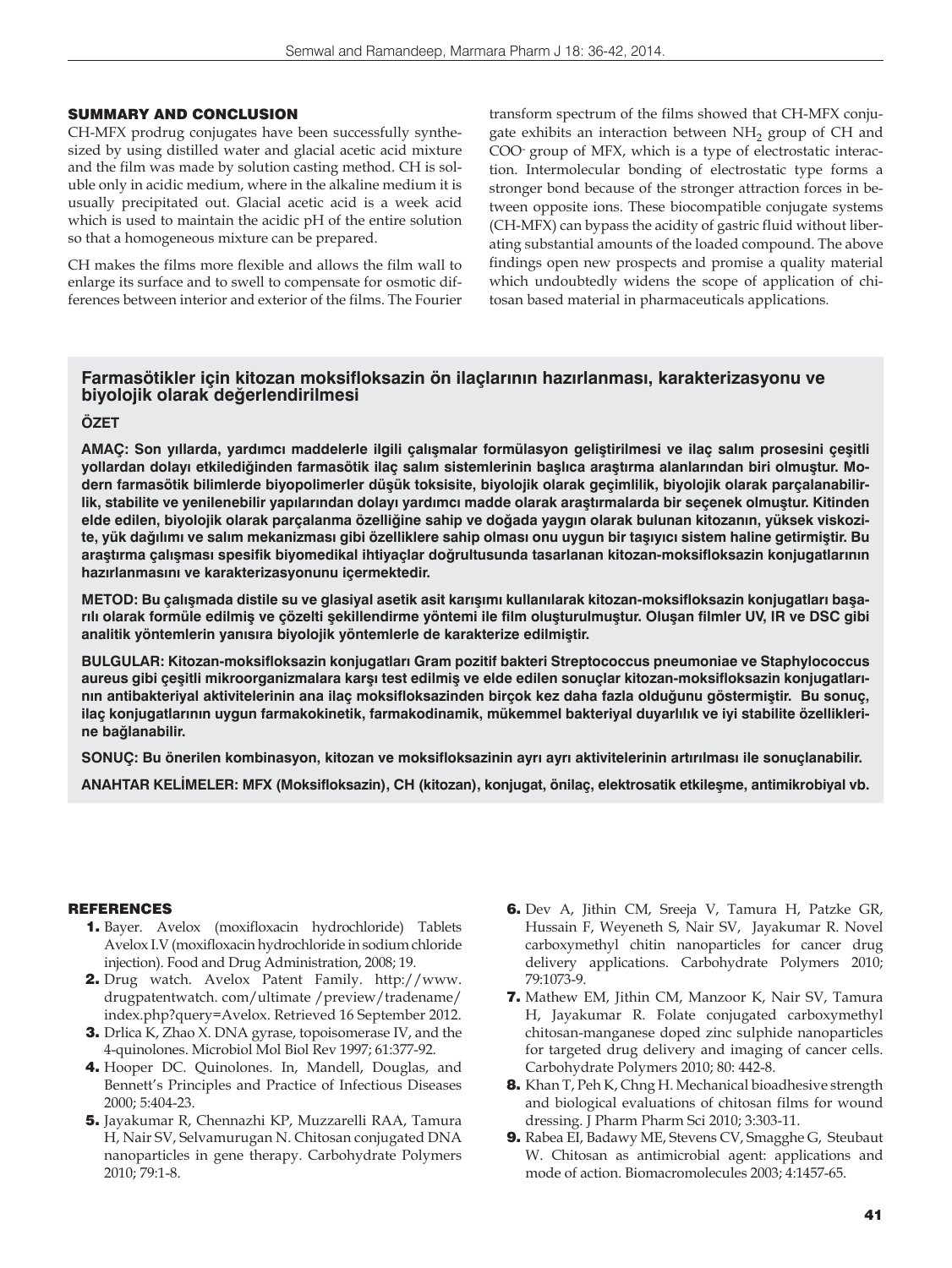## SUMMARY AND CONCLUSION

CH-MFX prodrug conjugates have been successfully synthesized by using distilled water and glacial acetic acid mixture and the film was made by solution casting method. CH is soluble only in acidic medium, where in the alkaline medium it is usually precipitated out. Glacial acetic acid is a week acid which is used to maintain the acidic pH of the entire solution so that a homogeneous mixture can be prepared.

CH makes the films more flexible and allows the film wall to enlarge its surface and to swell to compensate for osmotic differences between interior and exterior of the films. The Fourier transform spectrum of the films showed that CH-MFX conjugate exhibits an interaction between $NH_2$ group of CH and $COO^-$ group of MFX, which is a type of electrostatic interaction. Intermolecular bonding of electrostatic type forms a stronger bond because of the stronger attraction forces in between opposite ions. These biocompatible conjugate systems (CH-MFX) can bypass the acidity of gastric fluid without liberating substantial amounts of the loaded compound. The above findings open new prospects and promise a quality material which undoubtedly widens the scope of application of chitosan based material in pharmaceuticals applications.

## Farmasötikler için kitozan moksifloksazin ön ilaçlarının hazırlanması, karakterizasyonu ve biyolojik olarak değerlendirilmesi

**ÖZET**

**AMAÇ: Son yıllarda, yardımcı maddelerle ilgili çalışmalar formülasyon geliştirilmesi ve ilaç salım prosesini çeşitli yollardan dolayı etkilediğinden farmasötik ilaç salım sistemlerinin başlıca araştırma alanlarından biri olmuştur. Modern farmasötik bilimlerde biyopolimerler düşük toksisite, biyolojik olarak geçimlilik, biyolojik olarak parçalanabilirlik, stabilite ve yenilenebilir yapılarından dolayı yardımcı madde olarak araştırmalarda bir seçenek olmuştur. Kitinden elde edilen, biyolojik olarak parçalanma özelliğine sahip ve doğada yaygın olarak bulunan kitozanın, yüksek viskozite, yük dağılımı ve salım mekanizması gibi özelliklere sahip olması onu uygun bir taşıyıcı sistem haline getirmiştir. Bu araştırma çalışması spesifik biyomedikal ihtiyaçlar doğrultusunda tasarlanan kitozan-moksifloksazin konjugatlarının hazırlanmasını ve karakterizasyonunu içermektedir.**

**METOD: Bu çalışmada distile su ve glasiyal asetik asit karışımı kullanılarak kitozan-moksifloksazin konjugatları başarılı olarak formüle edilmiş ve çözelti şekillendirme yöntemi ile film oluşturulmuştur. Oluşan filmler UV, IR ve DSC gibi analitik yöntemlerin yanısıra biyolojik yöntemlerle de karakterize edilmiştir.**

**BULGULAR: Kitozan-moksifloksazin konjugatları Gram pozitif bakteri Streptococcus pneumoniae ve Staphylococcus aureus gibi çeşitli mikroorganizmalara karşı test edilmiş ve elde edilen sonuçlar kitozan-moksifloksazin konjugatlarının antibakteriyal aktivitelerinin ana ilaç moksifloksazinden birçok kez daha fazla olduğunu göstermiştir. Bu sonuç, ilaç konjugatlarının uygun farmakokinetik, farmakodinamik, mükemmel bakteriyal duyarlılık ve iyi stabilite özelliklerine bağlanabilir.**

**SONUÇ: Bu önerilen kombinasyon, kitozan ve moksifloksazinin ayrı ayrı aktivitelerinin artırılması ile sonuçlanabilir.**

**ANAHTAR KELİMELER: MFX (Moksifloksazin), CH (kitozan), konjugat, önilaç, elektrosatik etkileşme, antimikrobiyal vb.**

## REFERENCES

1. Bayer. Avelox (moxifloxacin hydrochloride) Tablets Avelox I.V (moxifloxacin hydrochloride in sodium chloride injection). Food and Drug Administration, 2008; 19.
2. Drug watch. Avelox Patent Family. http://www.drugpatentwatch.com/ultimate /preview/tradename/index.php?query=Avelox. Retrieved 16 September 2012.
3. Drlica K, Zhao X. DNA gyrase, topoisomerase IV, and the 4-quinolones. Microbiol Mol Biol Rev 1997; 61:377-92.
4. Hooper DC. Quinolones. In, Mandell, Douglas, and Bennett's Principles and Practice of Infectious Diseases 2000; 5:404-23.
5. Jayakumar R, Chennazhi KP, Muzzarelli RAA, Tamura H, Nair SV, Selvamurugan N. Chitosan conjugated DNA nanoparticles in gene therapy. Carbohydrate Polymers 2010; 79:1-8.
6. Dev A, Jithin CM, Sreeja V, Tamura H, Patzke GR, Hussain F, Weyeneth S, Nair SV, Jayakumar R. Novel carboxymethyl chitin nanoparticles for cancer drug delivery applications. Carbohydrate Polymers 2010; 79:1073-9.
7. Mathew EM, Jithin CM, Manzoor K, Nair SV, Tamura H, Jayakumar R. Folate conjugated carboxymethyl chitosan-manganese doped zinc sulphide nanoparticles for targeted drug delivery and imaging of cancer cells. Carbohydrate Polymers 2010; 80: 442-8.
8. Khan T, Peh K, Chng H. Mechanical bioadhesive strength and biological evaluations of chitosan films for wound dressing. J Pharm Pharm Sci 2010; 3:303-11.
9. Rabea EI, Badawy ME, Stevens CV, Smagghe G, Steubaut W. Chitosan as antimicrobial agent: applications and mode of action. Biomacromolecules 2003; 4:1457-65.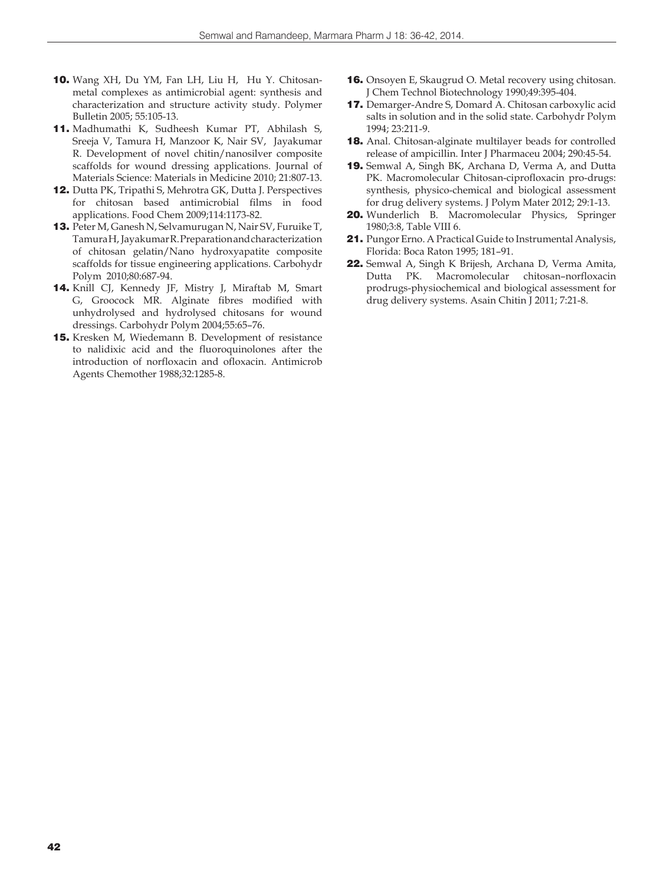10. Wang XH, Du YM, Fan LH, Liu H, Hu Y. Chitosan-metal complexes as antimicrobial agent: synthesis and characterization and structure activity study. Polymer Bulletin 2005; 55:105-13.
11. Madhumathi K, Sudheesh Kumar PT, Abhilash S, Sreeja V, Tamura H, Manzoor K, Nair SV, Jayakumar R. Development of novel chitin/nanosilver composite scaffolds for wound dressing applications. Journal of Materials Science: Materials in Medicine 2010; 21:807-13.
12. Dutta PK, Tripathi S, Mehrotra GK, Dutta J. Perspectives for chitosan based antimicrobial films in food applications. Food Chem 2009;114:1173-82.
13. Peter M, Ganesh N, Selvamurugan N, Nair SV, Furuike T, Tamura H, Jayakumar R. Preparation and characterization of chitosan gelatin/Nano hydroxyapatite composite scaffolds for tissue engineering applications. Carbohydr Polym 2010;80:687-94.
14. Knill CJ, Kennedy JF, Mistry J, Miraftab M, Smart G, Groocock MR. Alginate fibres modified with unhydrolysed and hydrolysed chitosans for wound dressings. Carbohydr Polym 2004;55:65–76.
15. Kresken M, Wiedemann B. Development of resistance to nalidixic acid and the fluoroquinolones after the introduction of norfloxacin and ofloxacin. Antimicrob Agents Chemother 1988;32:1285-8.
16. Onsoyen E, Skaugrud O. Metal recovery using chitosan. J Chem Technol Biotechnology 1990;49:395-404.
17. Demarger-Andre S, Domard A. Chitosan carboxylic acid salts in solution and in the solid state. Carbohydr Polym 1994; 23:211-9.
18. Anal. Chitosan-alginate multilayer beads for controlled release of ampicillin. Inter J Pharmaceu 2004; 290:45-54.
19. Semwal A, Singh BK, Archana D, Verma A, and Dutta PK. Macromolecular Chitosan-ciprofloxacin pro-drugs: synthesis, physico-chemical and biological assessment for drug delivery systems. J Polym Mater 2012; 29:1-13.
20. Wunderlich B. Macromolecular Physics, Springer 1980;3:8, Table VIII 6.
21. Pungor Erno. A Practical Guide to Instrumental Analysis, Florida: Boca Raton 1995; 181–91.
22. Semwal A, Singh K Brijesh, Archana D, Verma Amita, Dutta PK. Macromolecular chitosan–norfloxacin prodrugs-physiochemical and biological assessment for drug delivery systems. Asain Chitin J 2011; 7:21-8.